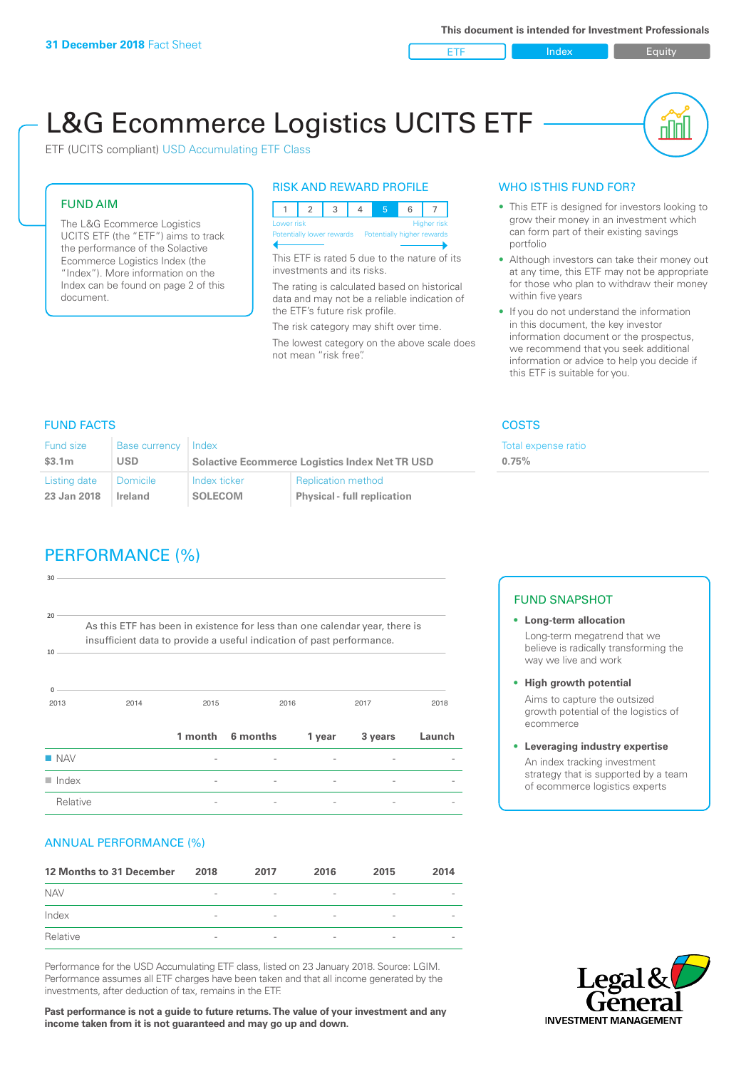**31 December 2018** Fact Sheet

This document is intended for Investment Professionals

ETF | Index | Equity

# L&G Ecommerce Logistics UCITS ETF

ETF (UCITS compliant) USD Accumulating ETF Class

## FUND AIM

The L&G Ecommerce Logistics UCITS ETF (the "ETF") aims to track the performance of the Solactive Ecommerce Logistics Index (the "Index"). More information on the Index can be found on page 2 of this document.

## RISK AND REWARD PROFILE

| 1 | 2 | 3 | 4 | **5** | 6 | 7 |
|---|---|---|---|---|---|---|

Lower risk — Higher risk
Potentially lower rewards — Potentially higher rewards

This ETF is rated 5 due to the nature of its investments and its risks.

The rating is calculated based on historical data and may not be a reliable indication of the ETF's future risk profile.

The risk category may shift over time.

The lowest category on the above scale does not mean "risk free".

## WHO IS THIS FUND FOR?

- This ETF is designed for investors looking to grow their money in an investment which can form part of their existing savings portfolio
- Although investors can take their money out at any time, this ETF may not be appropriate for those who plan to withdraw their money within five years
- If you do not understand the information in this document, the key investor information document or the prospectus, we recommend that you seek additional information or advice to help you decide if this ETF is suitable for you.

## FUND FACTS

| Fund size | Base currency | Index | |
|---|---|---|---|
| **$3.1m** | **USD** | **Solactive Ecommerce Logistics Index Net TR USD** | |
| Listing date | Domicile | Index ticker | Replication method |
| **23 Jan 2018** | **Ireland** | **SOLECOM** | **Physical - full replication** |

## COSTS

Total expense ratio
**0.75%**

## PERFORMANCE (%)

As this ETF has been in existence for less than one calendar year, there is insufficient data to provide a useful indication of past performance.

| | 1 month | 6 months | 1 year | 3 years | Launch |
|---|---|---|---|---|---|
| NAV | - | - | - | - | - |
| Index | - | - | - | - | - |
| Relative | - | - | - | - | - |

## FUND SNAPSHOT

- **Long-term allocation**
  Long-term megatrend that we believe is radically transforming the way we live and work
- **High growth potential**
  Aims to capture the outsized growth potential of the logistics of ecommerce
- **Leveraging industry expertise**
  An index tracking investment strategy that is supported by a team of ecommerce logistics experts

## ANNUAL PERFORMANCE (%)

| 12 Months to 31 December | 2018 | 2017 | 2016 | 2015 | 2014 |
|---|---|---|---|---|---|
| NAV | - | - | - | - | - |
| Index | - | - | - | - | - |
| Relative | - | - | - | - | - |

Performance for the USD Accumulating ETF class, listed on 23 January 2018. Source: LGIM. Performance assumes all ETF charges have been taken and that all income generated by the investments, after deduction of tax, remains in the ETF.

**Past performance is not a guide to future returns. The value of your investment and any income taken from it is not guaranteed and may go up and down.**

Legal & General INVESTMENT MANAGEMENT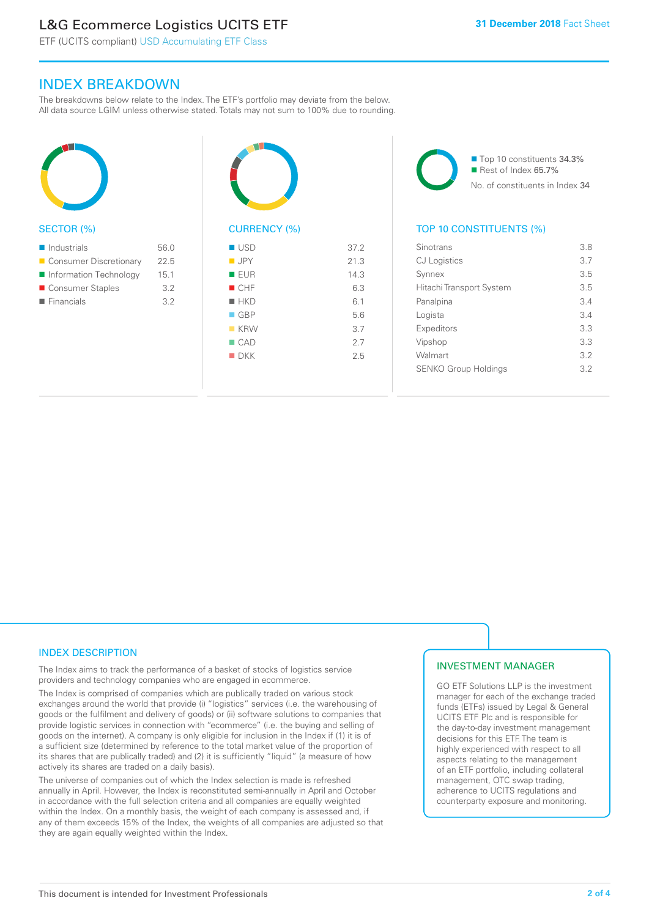# INDEX BREAKDOWN

The breakdowns below relate to the Index. The ETF's portfolio may deviate from the below. All data source LGIM unless otherwise stated. Totals may not sum to 100% due to rounding.

## SECTOR (%)

| Sector | % |
|---|---|
| Industrials | 56.0 |
| Consumer Discretionary | 22.5 |
| Information Technology | 15.1 |
| Consumer Staples | 3.2 |
| Financials | 3.2 |

## CURRENCY (%)

| Currency | % |
|---|---|
| USD | 37.2 |
| JPY | 21.3 |
| EUR | 14.3 |
| CHF | 6.3 |
| HKD | 6.1 |
| GBP | 5.6 |
| KRW | 3.7 |
| CAD | 2.7 |
| DKK | 2.5 |

- Top 10 constituents 34.3%
- Rest of Index 65.7%

No. of constituents in Index 34

## TOP 10 CONSTITUENTS (%)

| Constituent | % |
|---|---|
| Sinotrans | 3.8 |
| CJ Logistics | 3.7 |
| Synnex | 3.5 |
| Hitachi Transport System | 3.5 |
| Panalpina | 3.4 |
| Logista | 3.4 |
| Expeditors | 3.3 |
| Vipshop | 3.3 |
| Walmart | 3.2 |
| SENKO Group Holdings | 3.2 |

## INDEX DESCRIPTION

The Index aims to track the performance of a basket of stocks of logistics service providers and technology companies who are engaged in ecommerce.

The Index is comprised of companies which are publically traded on various stock exchanges around the world that provide (i) "logistics" services (i.e. the warehousing of goods or the fulfilment and delivery of goods) or (ii) software solutions to companies that provide logistic services in connection with "ecommerce" (i.e. the buying and selling of goods on the internet). A company is only eligible for inclusion in the Index if (1) it is of a sufficient size (determined by reference to the total market value of the proportion of its shares that are publically traded) and (2) it is sufficiently "liquid" (a measure of how actively its shares are traded on a daily basis).

The universe of companies out of which the Index selection is made is refreshed annually in April. However, the Index is reconstituted semi-annually in April and October in accordance with the full selection criteria and all companies are equally weighted within the Index. On a monthly basis, the weight of each company is assessed and, if any of them exceeds 15% of the Index, the weights of all companies are adjusted so that they are again equally weighted within the Index.

## INVESTMENT MANAGER

GO ETF Solutions LLP is the investment manager for each of the exchange traded funds (ETFs) issued by Legal & General UCITS ETF Plc and is responsible for the day-to-day investment management decisions for this ETF. The team is highly experienced with respect to all aspects relating to the management of an ETF portfolio, including collateral management, OTC swap trading, adherence to UCITS regulations and counterparty exposure and monitoring.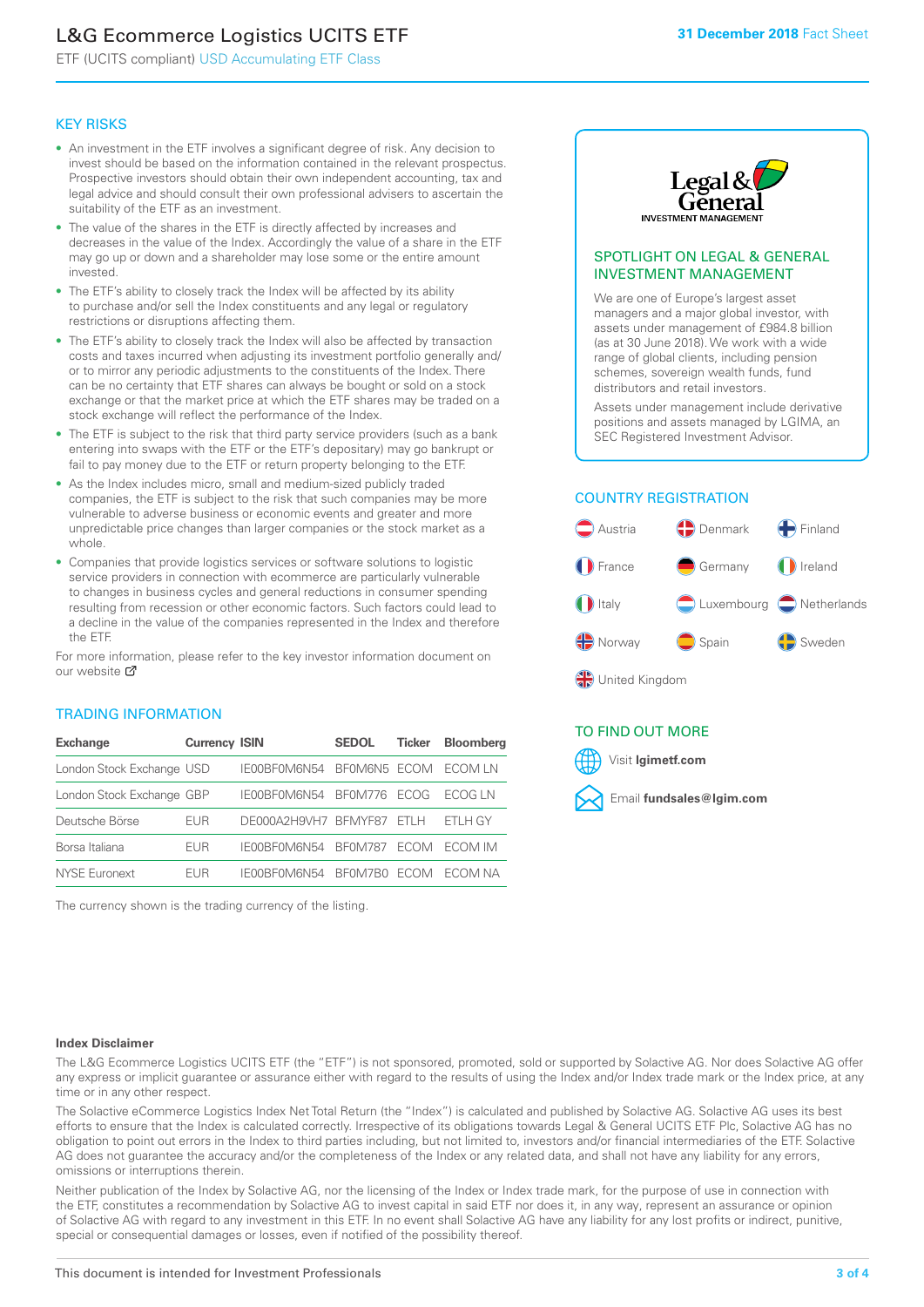# L&G Ecommerce Logistics UCITS ETF

ETF (UCITS compliant) USD Accumulating ETF Class

31 December 2018 Fact Sheet

## KEY RISKS

- An investment in the ETF involves a significant degree of risk. Any decision to invest should be based on the information contained in the relevant prospectus. Prospective investors should obtain their own independent accounting, tax and legal advice and should consult their own professional advisers to ascertain the suitability of the ETF as an investment.
- The value of the shares in the ETF is directly affected by increases and decreases in the value of the Index. Accordingly the value of a share in the ETF may go up or down and a shareholder may lose some or the entire amount invested.
- The ETF's ability to closely track the Index will be affected by its ability to purchase and/or sell the Index constituents and any legal or regulatory restrictions or disruptions affecting them.
- The ETF's ability to closely track the Index will also be affected by transaction costs and taxes incurred when adjusting its investment portfolio generally and/or to mirror any periodic adjustments to the constituents of the Index. There can be no certainty that ETF shares can always be bought or sold on a stock exchange or that the market price at which the ETF shares may be traded on a stock exchange will reflect the performance of the Index.
- The ETF is subject to the risk that third party service providers (such as a bank entering into swaps with the ETF or the ETF's depositary) may go bankrupt or fail to pay money due to the ETF or return property belonging to the ETF.
- As the Index includes micro, small and medium-sized publicly traded companies, the ETF is subject to the risk that such companies may be more vulnerable to adverse business or economic events and greater and more unpredictable price changes than larger companies or the stock market as a whole.
- Companies that provide logistics services or software solutions to logistic service providers in connection with ecommerce are particularly vulnerable to changes in business cycles and general reductions in consumer spending resulting from recession or other economic factors. Such factors could lead to a decline in the value of the companies represented in the Index and therefore the ETF.

For more information, please refer to the key investor information document on our website

## TRADING INFORMATION

| Exchange | Currency | ISIN | SEDOL | Ticker | Bloomberg |
|---|---|---|---|---|---|
| London Stock Exchange | USD | IE00BF0M6N54 | BF0M6N5 | ECOM | ECOM LN |
| London Stock Exchange | GBP | IE00BF0M6N54 | BF0M776 | ECOG | ECOG LN |
| Deutsche Börse | EUR | DE000A2H9VH7 | BFMYF87 | ETLH | ETLH GY |
| Borsa Italiana | EUR | IE00BF0M6N54 | BF0M787 | ECOM | ECOM IM |
| NYSE Euronext | EUR | IE00BF0M6N54 | BF0M7B0 | ECOM | ECOM NA |

The currency shown is the trading currency of the listing.

## SPOTLIGHT ON LEGAL & GENERAL INVESTMENT MANAGEMENT

We are one of Europe's largest asset managers and a major global investor, with assets under management of £984.8 billion (as at 30 June 2018). We work with a wide range of global clients, including pension schemes, sovereign wealth funds, fund distributors and retail investors.

Assets under management include derivative positions and assets managed by LGIMA, an SEC Registered Investment Advisor.

## COUNTRY REGISTRATION

Austria, Denmark, Finland, France, Germany, Ireland, Italy, Luxembourg, Netherlands, Norway, Spain, Sweden, United Kingdom

## TO FIND OUT MORE

Visit **lgimetf.com**

Email **fundsales@lgim.com**

**Index Disclaimer**

The L&G Ecommerce Logistics UCITS ETF (the "ETF") is not sponsored, promoted, sold or supported by Solactive AG. Nor does Solactive AG offer any express or implicit guarantee or assurance either with regard to the results of using the Index and/or Index trade mark or the Index price, at any time or in any other respect.

The Solactive eCommerce Logistics Index Net Total Return (the "Index") is calculated and published by Solactive AG. Solactive AG uses its best efforts to ensure that the Index is calculated correctly. Irrespective of its obligations towards Legal & General UCITS ETF Plc, Solactive AG has no obligation to point out errors in the Index to third parties including, but not limited to, investors and/or financial intermediaries of the ETF. Solactive AG does not guarantee the accuracy and/or the completeness of the Index or any related data, and shall not have any liability for any errors, omissions or interruptions therein.

Neither publication of the Index by Solactive AG, nor the licensing of the Index or Index trade mark, for the purpose of use in connection with the ETF, constitutes a recommendation by Solactive AG to invest capital in said ETF nor does it, in any way, represent an assurance or opinion of Solactive AG with regard to any investment in this ETF. In no event shall Solactive AG have any liability for any lost profits or indirect, punitive, special or consequential damages or losses, even if notified of the possibility thereof.

This document is intended for Investment Professionals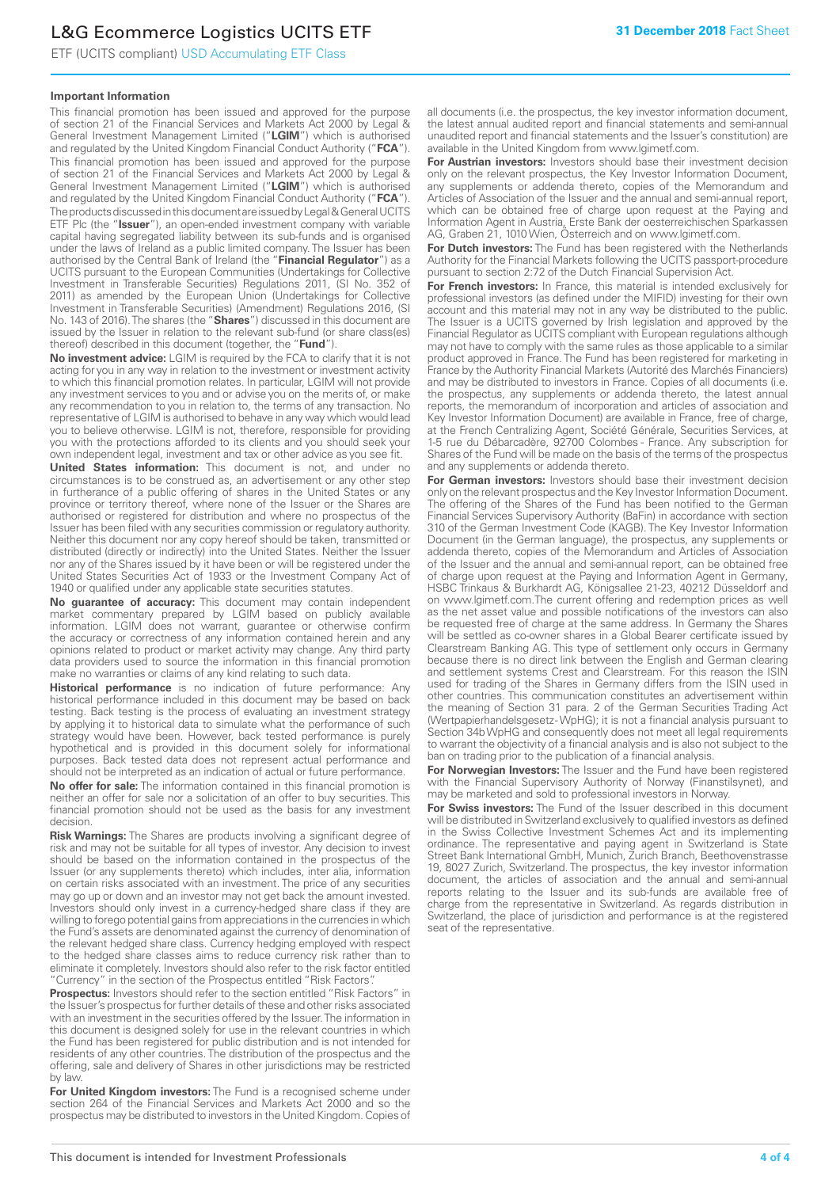### Important Information

This financial promotion has been issued and approved for the purpose of section 21 of the Financial Services and Markets Act 2000 by Legal & General Investment Management Limited ("**LGIM**") which is authorised and regulated by the United Kingdom Financial Conduct Authority ("**FCA**"). This financial promotion has been issued and approved for the purpose of section 21 of the Financial Services and Markets Act 2000 by Legal & General Investment Management Limited ("**LGIM**") which is authorised and regulated by the United Kingdom Financial Conduct Authority ("**FCA**"). The products discussed in this document are issued by Legal & General UCITS ETF Plc (the "**Issuer**"), an open-ended investment company with variable capital having segregated liability between its sub-funds and is organised under the laws of Ireland as a public limited company. The Issuer has been authorised by the Central Bank of Ireland (the "**Financial Regulator**") as a UCITS pursuant to the European Communities (Undertakings for Collective Investment in Transferable Securities) Regulations 2011, (SI No. 352 of 2011) as amended by the European Union (Undertakings for Collective Investment in Transferable Securities) (Amendment) Regulations 2016, (SI No. 143 of 2016). The shares (the "**Shares**") discussed in this document are issued by the Issuer in relation to the relevant sub-fund (or share class(es) thereof) described in this document (together, the "**Fund**").

**No investment advice:** LGIM is required by the FCA to clarify that it is not acting for you in any way in relation to the investment or investment activity to which this financial promotion relates. In particular, LGIM will not provide any investment services to you and or advise you on the merits of, or make any recommendation to you in relation to, the terms of any transaction. No representative of LGIM is authorised to behave in any way which would lead you to believe otherwise. LGIM is not, therefore, responsible for providing you with the protections afforded to its clients and you should seek your own independent legal, investment and tax or other advice as you see fit.

**United States information:** This document is not, and under no circumstances is to be construed as, an advertisement or any other step in furtherance of a public offering of shares in the United States or any province or territory thereof, where none of the Issuer or the Shares are authorised or registered for distribution and where no prospectus of the Issuer has been filed with any securities commission or regulatory authority. Neither this document nor any copy hereof should be taken, transmitted or distributed (directly or indirectly) into the United States. Neither the Issuer nor any of the Shares issued by it have been or will be registered under the United States Securities Act of 1933 or the Investment Company Act of 1940 or qualified under any applicable state securities statutes.

**No guarantee of accuracy:** This document may contain independent market commentary prepared by LGIM based on publicly available information. LGIM does not warrant, guarantee or otherwise confirm the accuracy or correctness of any information contained herein and any opinions related to product or market activity may change. Any third party data providers used to source the information in this financial promotion make no warranties or claims of any kind relating to such data.

**Historical performance** is no indication of future performance: Any historical performance included in this document may be based on back testing. Back testing is the process of evaluating an investment strategy by applying it to historical data to simulate what the performance of such strategy would have been. However, back tested performance is purely hypothetical and is provided in this document solely for informational purposes. Back tested data does not represent actual performance and should not be interpreted as an indication of actual or future performance.

**No offer for sale:** The information contained in this financial promotion is neither an offer for sale nor a solicitation of an offer to buy securities. This financial promotion should not be used as the basis for any investment decision.

**Risk Warnings:** The Shares are products involving a significant degree of risk and may not be suitable for all types of investor. Any decision to invest should be based on the information contained in the prospectus of the Issuer (or any supplements thereto) which includes, inter alia, information on certain risks associated with an investment. The price of any securities may go up or down and an investor may not get back the amount invested. Investors should only invest in a currency-hedged share class if they are willing to forego potential gains from appreciations in the currencies in which the Fund's assets are denominated against the currency of denomination of the relevant hedged share class. Currency hedging employed with respect to the hedged share classes aims to reduce currency risk rather than to eliminate it completely. Investors should also refer to the risk factor entitled "Currency" in the section of the Prospectus entitled "Risk Factors".

**Prospectus:** Investors should refer to the section entitled "Risk Factors" in the Issuer's prospectus for further details of these and other risks associated with an investment in the securities offered by the Issuer. The information in this document is designed solely for use in the relevant countries in which the Fund has been registered for public distribution and is not intended for residents of any other countries. The distribution of the prospectus and the offering, sale and delivery of Shares in other jurisdictions may be restricted by law.

**For United Kingdom investors:** The Fund is a recognised scheme under section 264 of the Financial Services and Markets Act 2000 and so the prospectus may be distributed to investors in the United Kingdom. Copies of all documents (i.e. the prospectus, the key investor information document, the latest annual audited report and financial statements and semi-annual unaudited report and financial statements and the Issuer's constitution) are available in the United Kingdom from www.lgimetf.com.

**For Austrian investors:** Investors should base their investment decision only on the relevant prospectus, the Key Investor Information Document, any supplements or addenda thereto, copies of the Memorandum and Articles of Association of the Issuer and the annual and semi-annual report, which can be obtained free of charge upon request at the Paying and Information Agent in Austria, Erste Bank der oesterreichischen Sparkassen AG, Graben 21, 1010 Wien, Österreich and on www.lgimetf.com.

**For Dutch investors:** The Fund has been registered with the Netherlands Authority for the Financial Markets following the UCITS passport-procedure pursuant to section 2:72 of the Dutch Financial Supervision Act.

**For French investors:** In France, this material is intended exclusively for professional investors (as defined under the MIFID) investing for their own account and this material may not in any way be distributed to the public. The Issuer is a UCITS governed by Irish legislation and approved by the Financial Regulator as UCITS compliant with European regulations although may not have to comply with the same rules as those applicable to a similar product approved in France. The Fund has been registered for marketing in France by the Authority Financial Markets (Autorité des Marchés Financiers) and may be distributed to investors in France. Copies of all documents (i.e. the prospectus, any supplements or addenda thereto, the latest annual reports, the memorandum of incorporation and articles of association and Key Investor Information Document) are available in France, free of charge, at the French Centralizing Agent, Société Générale, Securities Services, at 1-5 rue du Débarcadère, 92700 Colombes - France. Any subscription for Shares of the Fund will be made on the basis of the terms of the prospectus and any supplements or addenda thereto.

**For German investors:** Investors should base their investment decision only on the relevant prospectus and the Key Investor Information Document. The offering of the Shares of the Fund has been notified to the German Financial Services Supervisory Authority (BaFin) in accordance with section 310 of the German Investment Code (KAGB). The Key Investor Information Document (in the German language), the prospectus, any supplements or addenda thereto, copies of the Memorandum and Articles of Association of the Issuer and the annual and semi-annual report, can be obtained free of charge upon request at the Paying and Information Agent in Germany, HSBC Trinkaus & Burkhardt AG, Königsallee 21-23, 40212 Düsseldorf and on www.lgimetf.com.The current offering and redemption prices as well as the net asset value and possible notifications of the investors can also be requested free of charge at the same address. In Germany the Shares will be settled as co-owner shares in a Global Bearer certificate issued by Clearstream Banking AG. This type of settlement only occurs in Germany because there is no direct link between the English and German clearing and settlement systems Crest and Clearstream. For this reason the ISIN used for trading of the Shares in Germany differs from the ISIN used in other countries. This communication constitutes an advertisement within the meaning of Section 31 para. 2 of the German Securities Trading Act (Wertpapierhandelsgesetz - WpHG); it is not a financial analysis pursuant to Section 34b WpHG and consequently does not meet all legal requirements to warrant the objectivity of a financial analysis and is also not subject to the ban on trading prior to the publication of a financial analysis.

**For Norwegian Investors:** The Issuer and the Fund have been registered with the Financial Supervisory Authority of Norway (Finanstilsynet), and may be marketed and sold to professional investors in Norway.

**For Swiss investors:** The Fund of the Issuer described in this document will be distributed in Switzerland exclusively to qualified investors as defined in the Swiss Collective Investment Schemes Act and its implementing ordinance. The representative and paying agent in Switzerland is State Street Bank International GmbH, Munich, Zurich Branch, Beethovenstrasse 19, 8027 Zurich, Switzerland. The prospectus, the key investor information document, the articles of association and the annual and semi-annual reports relating to the Issuer and its sub-funds are available free of charge from the representative in Switzerland. As regards distribution in Switzerland, the place of jurisdiction and performance is at the registered seat of the representative.